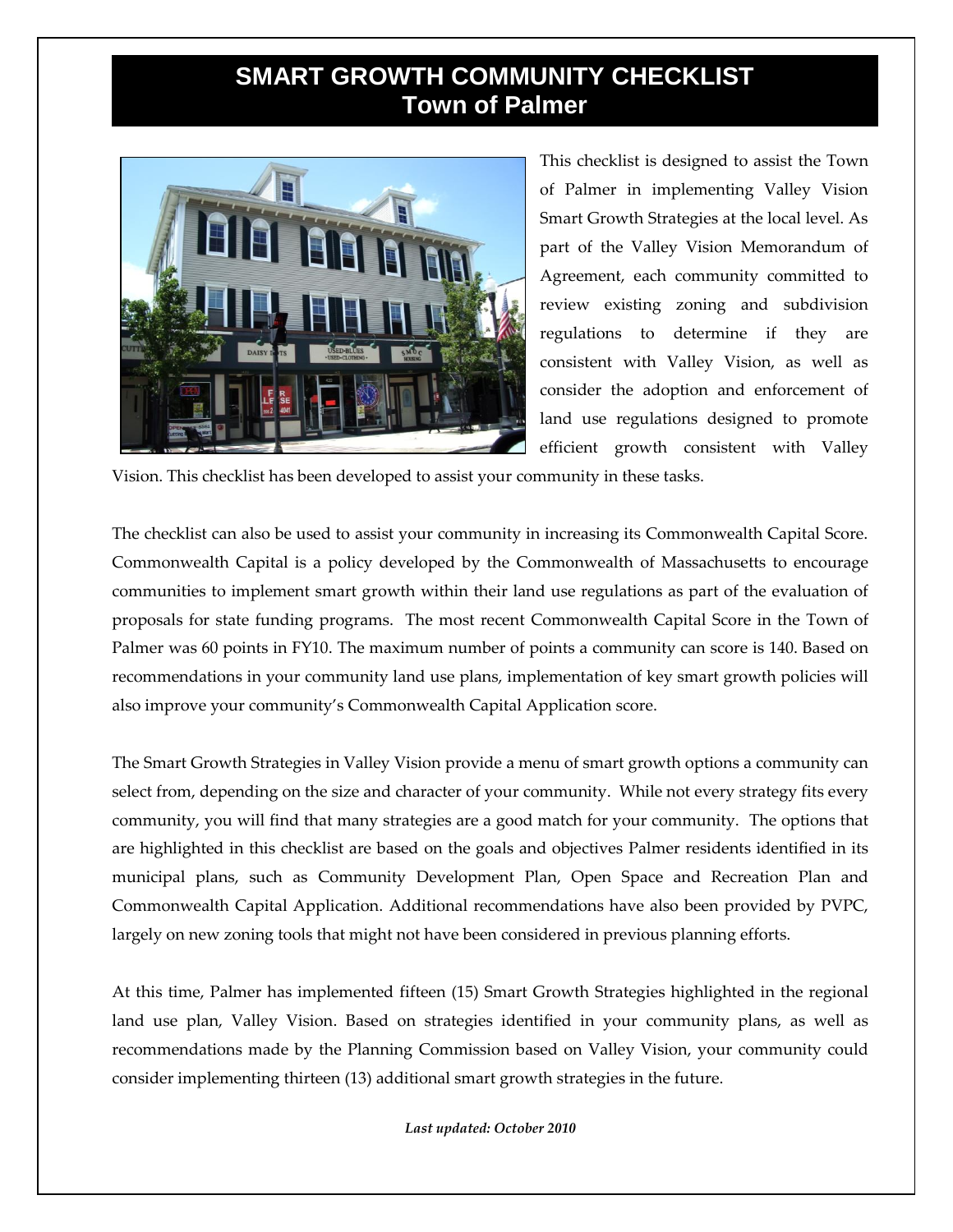# SMART GROWTH COMMUNITY CHECKLIST
## Town of Palmer

This checklist is designed to assist the Town of Palmer in implementing Valley Vision Smart Growth Strategies at the local level. As part of the Valley Vision Memorandum of Agreement, each community committed to review existing zoning and subdivision regulations to determine if they are consistent with Valley Vision, as well as consider the adoption and enforcement of land use regulations designed to promote efficient growth consistent with Valley Vision. This checklist has been developed to assist your community in these tasks.

The checklist can also be used to assist your community in increasing its Commonwealth Capital Score. Commonwealth Capital is a policy developed by the Commonwealth of Massachusetts to encourage communities to implement smart growth within their land use regulations as part of the evaluation of proposals for state funding programs. The most recent Commonwealth Capital Score in the Town of Palmer was 60 points in FY10. The maximum number of points a community can score is 140. Based on recommendations in your community land use plans, implementation of key smart growth policies will also improve your community's Commonwealth Capital Application score.

The Smart Growth Strategies in Valley Vision provide a menu of smart growth options a community can select from, depending on the size and character of your community. While not every strategy fits every community, you will find that many strategies are a good match for your community. The options that are highlighted in this checklist are based on the goals and objectives Palmer residents identified in its municipal plans, such as Community Development Plan, Open Space and Recreation Plan and Commonwealth Capital Application. Additional recommendations have also been provided by PVPC, largely on new zoning tools that might not have been considered in previous planning efforts.

At this time, Palmer has implemented fifteen (15) Smart Growth Strategies highlighted in the regional land use plan, Valley Vision. Based on strategies identified in your community plans, as well as recommendations made by the Planning Commission based on Valley Vision, your community could consider implementing thirteen (13) additional smart growth strategies in the future.

***Last updated: October 2010***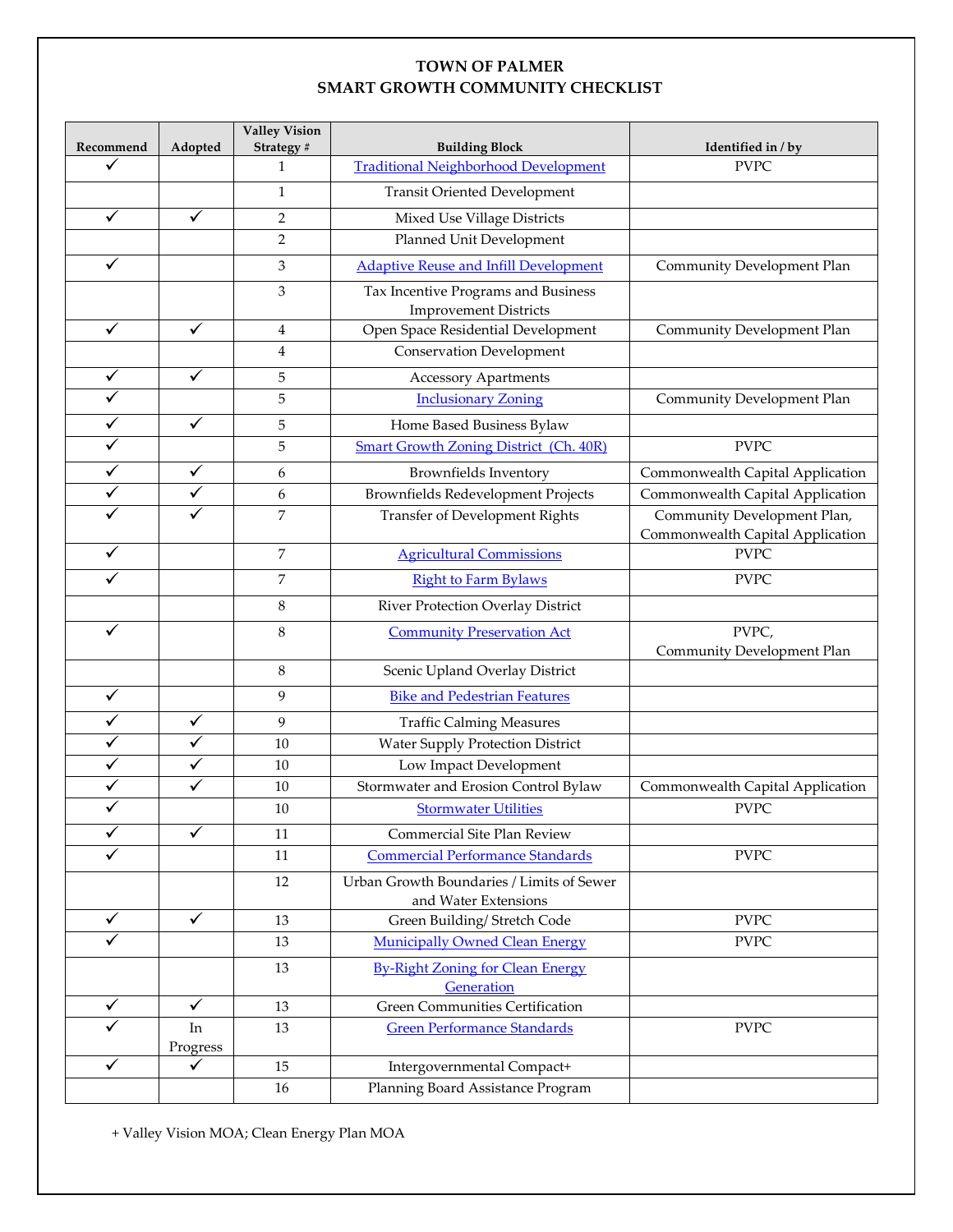# TOWN OF PALMER
## SMART GROWTH COMMUNITY CHECKLIST

| Recommend | Adopted | Valley Vision Strategy # | Building Block | Identified in / by |
|---|---|---|---|---|
| ✓ | | 1 | Traditional Neighborhood Development | PVPC |
| | | 1 | Transit Oriented Development | |
| ✓ | ✓ | 2 | Mixed Use Village Districts | |
| | | 2 | Planned Unit Development | |
| ✓ | | 3 | Adaptive Reuse and Infill Development | Community Development Plan |
| | | 3 | Tax Incentive Programs and Business Improvement Districts | |
| ✓ | ✓ | 4 | Open Space Residential Development | Community Development Plan |
| | | 4 | Conservation Development | |
| ✓ | ✓ | 5 | Accessory Apartments | |
| ✓ | | 5 | Inclusionary Zoning | Community Development Plan |
| ✓ | ✓ | 5 | Home Based Business Bylaw | |
| ✓ | | 5 | Smart Growth Zoning District (Ch. 40R) | PVPC |
| ✓ | ✓ | 6 | Brownfields Inventory | Commonwealth Capital Application |
| ✓ | ✓ | 6 | Brownfields Redevelopment Projects | Commonwealth Capital Application |
| ✓ | ✓ | 7 | Transfer of Development Rights | Community Development Plan, Commonwealth Capital Application |
| ✓ | | 7 | Agricultural Commissions | PVPC |
| ✓ | | 7 | Right to Farm Bylaws | PVPC |
| | | 8 | River Protection Overlay District | |
| ✓ | | 8 | Community Preservation Act | PVPC, Community Development Plan |
| | | 8 | Scenic Upland Overlay District | |
| ✓ | | 9 | Bike and Pedestrian Features | |
| ✓ | ✓ | 9 | Traffic Calming Measures | |
| ✓ | ✓ | 10 | Water Supply Protection District | |
| ✓ | ✓ | 10 | Low Impact Development | |
| ✓ | ✓ | 10 | Stormwater and Erosion Control Bylaw | Commonwealth Capital Application |
| ✓ | | 10 | Stormwater Utilities | PVPC |
| ✓ | ✓ | 11 | Commercial Site Plan Review | |
| ✓ | | 11 | Commercial Performance Standards | PVPC |
| | | 12 | Urban Growth Boundaries / Limits of Sewer and Water Extensions | |
| ✓ | ✓ | 13 | Green Building/ Stretch Code | PVPC |
| ✓ | | 13 | Municipally Owned Clean Energy | PVPC |
| | | 13 | By-Right Zoning for Clean Energy Generation | |
| ✓ | ✓ | 13 | Green Communities Certification | |
| ✓ | In Progress | 13 | Green Performance Standards | PVPC |
| ✓ | ✓ | 15 | Intergovernmental Compact+ | |
| | | 16 | Planning Board Assistance Program | |

+ Valley Vision MOA; Clean Energy Plan MOA